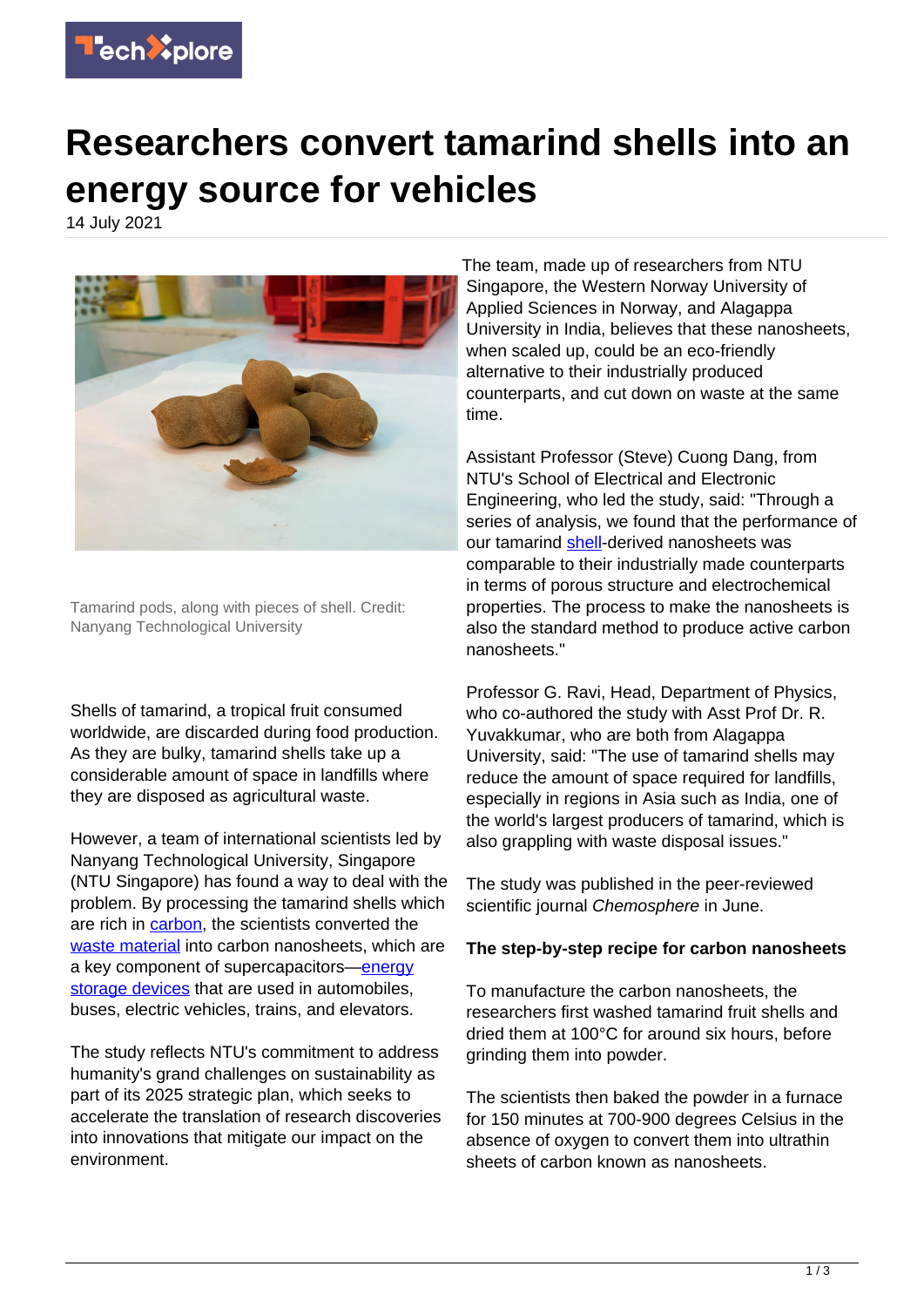# Researchers convert tamarind shells into an energy source for vehicles

14 July 2021

Tamarind pods, along with pieces of shell. Credit: Nanyang Technological University

Shells of tamarind, a tropical fruit consumed worldwide, are discarded during food production. As they are bulky, tamarind shells take up a considerable amount of space in landfills where they are disposed as agricultural waste.

However, a team of international scientists led by Nanyang Technological University, Singapore (NTU Singapore) has found a way to deal with the problem. By processing the tamarind shells which are rich in carbon, the scientists converted the waste material into carbon nanosheets, which are a key component of supercapacitors—energy storage devices that are used in automobiles, buses, electric vehicles, trains, and elevators.

The study reflects NTU's commitment to address humanity's grand challenges on sustainability as part of its 2025 strategic plan, which seeks to accelerate the translation of research discoveries into innovations that mitigate our impact on the environment.

The team, made up of researchers from NTU Singapore, the Western Norway University of Applied Sciences in Norway, and Alagappa University in India, believes that these nanosheets, when scaled up, could be an eco-friendly alternative to their industrially produced counterparts, and cut down on waste at the same time.

Assistant Professor (Steve) Cuong Dang, from NTU's School of Electrical and Electronic Engineering, who led the study, said: "Through a series of analysis, we found that the performance of our tamarind shell-derived nanosheets was comparable to their industrially made counterparts in terms of porous structure and electrochemical properties. The process to make the nanosheets is also the standard method to produce active carbon nanosheets."

Professor G. Ravi, Head, Department of Physics, who co-authored the study with Asst Prof Dr. R. Yuvakkumar, who are both from Alagappa University, said: "The use of tamarind shells may reduce the amount of space required for landfills, especially in regions in Asia such as India, one of the world's largest producers of tamarind, which is also grappling with waste disposal issues."

The study was published in the peer-reviewed scientific journal *Chemosphere* in June.

**The step-by-step recipe for carbon nanosheets**

To manufacture the carbon nanosheets, the researchers first washed tamarind fruit shells and dried them at 100°C for around six hours, before grinding them into powder.

The scientists then baked the powder in a furnace for 150 minutes at 700-900 degrees Celsius in the absence of oxygen to convert them into ultrathin sheets of carbon known as nanosheets.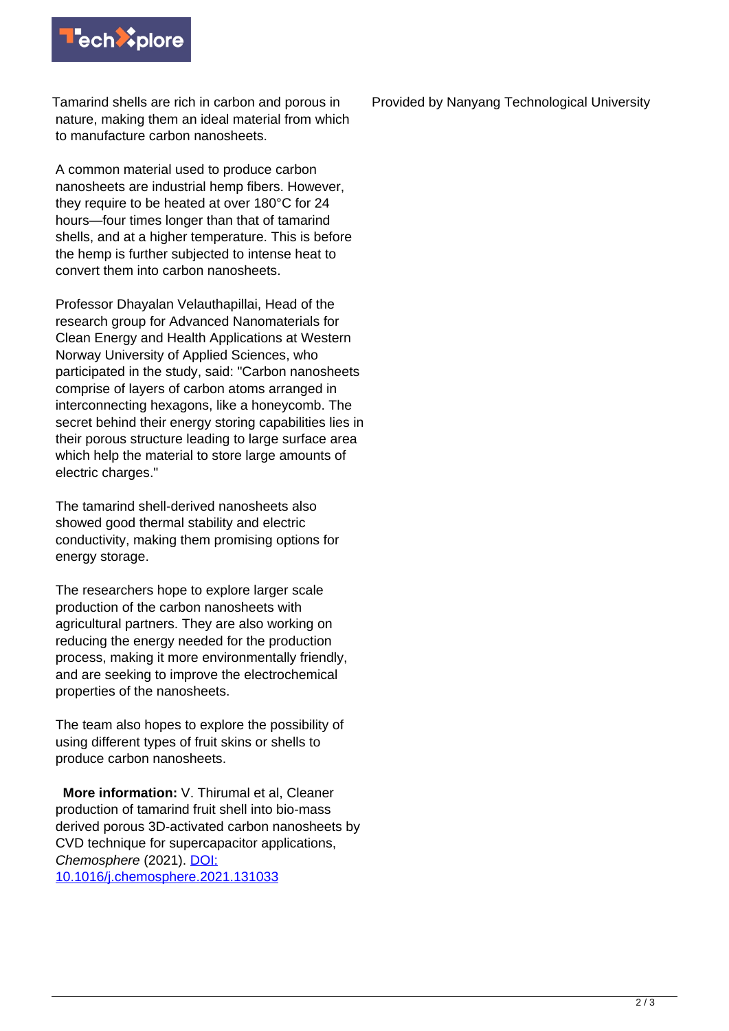Tamarind shells are rich in carbon and porous in nature, making them an ideal material from which to manufacture carbon nanosheets.

A common material used to produce carbon nanosheets are industrial hemp fibers. However, they require to be heated at over 180°C for 24 hours—four times longer than that of tamarind shells, and at a higher temperature. This is before the hemp is further subjected to intense heat to convert them into carbon nanosheets.

Professor Dhayalan Velauthapillai, Head of the research group for Advanced Nanomaterials for Clean Energy and Health Applications at Western Norway University of Applied Sciences, who participated in the study, said: "Carbon nanosheets comprise of layers of carbon atoms arranged in interconnecting hexagons, like a honeycomb. The secret behind their energy storing capabilities lies in their porous structure leading to large surface area which help the material to store large amounts of electric charges."

The tamarind shell-derived nanosheets also showed good thermal stability and electric conductivity, making them promising options for energy storage.

The researchers hope to explore larger scale production of the carbon nanosheets with agricultural partners. They are also working on reducing the energy needed for the production process, making it more environmentally friendly, and are seeking to improve the electrochemical properties of the nanosheets.

The team also hopes to explore the possibility of using different types of fruit skins or shells to produce carbon nanosheets.

**More information:** V. Thirumal et al, Cleaner production of tamarind fruit shell into bio-mass derived porous 3D-activated carbon nanosheets by CVD technique for supercapacitor applications, *Chemosphere* (2021). DOI: 10.1016/j.chemosphere.2021.131033

Provided by Nanyang Technological University